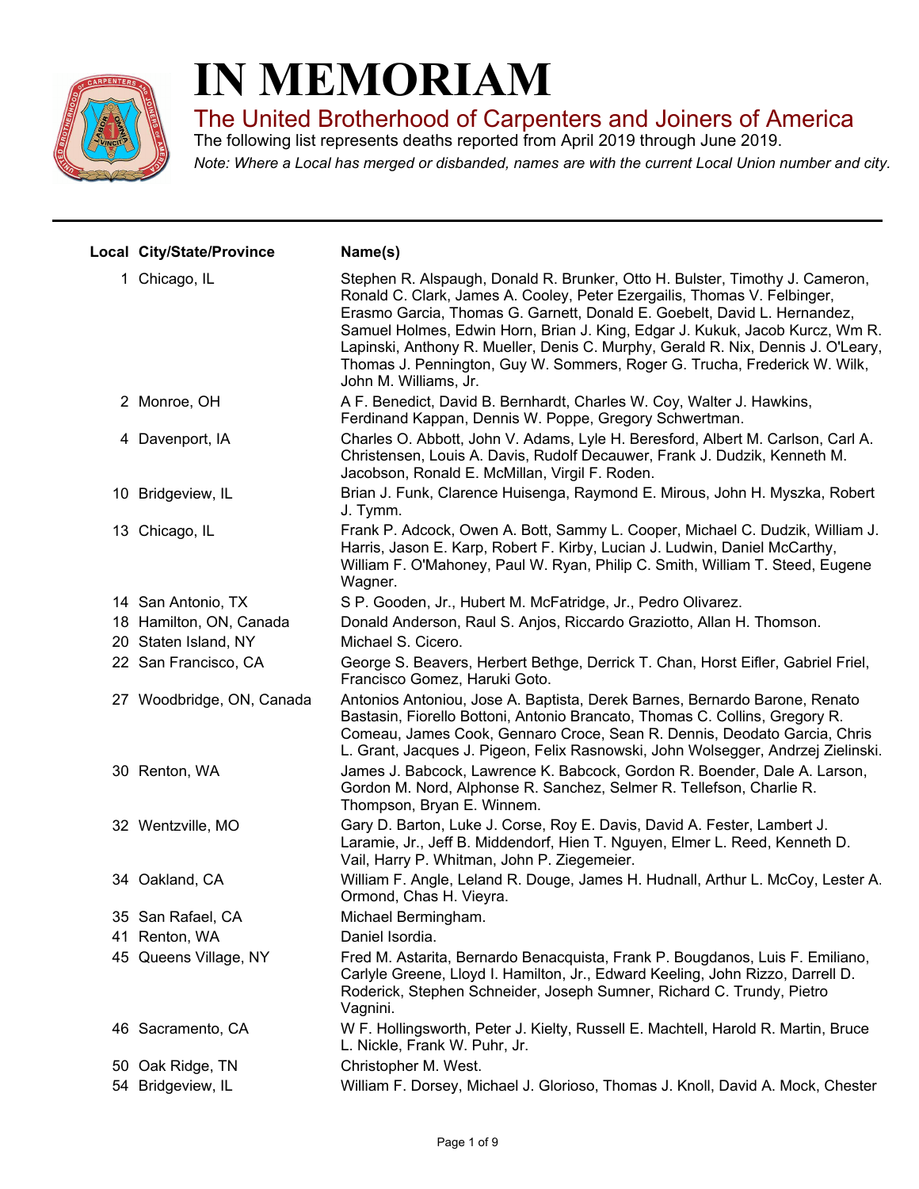# IN MEMORIAM

## The United Brotherhood of Carpenters and Joiners of America

The following list represents deaths reported from April 2019 through June 2019.

*Note: Where a Local has merged or disbanded, names are with the current Local Union number and city.*

| Local | City/State/Province | Name(s) |
|---|---|---|
| 1 | Chicago, IL | Stephen R. Alspaugh, Donald R. Brunker, Otto H. Bulster, Timothy J. Cameron, Ronald C. Clark, James A. Cooley, Peter Ezergailis, Thomas V. Felbinger, Erasmo Garcia, Thomas G. Garnett, Donald E. Goebelt, David L. Hernandez, Samuel Holmes, Edwin Horn, Brian J. King, Edgar J. Kukuk, Jacob Kurcz, Wm R. Lapinski, Anthony R. Mueller, Denis C. Murphy, Gerald R. Nix, Dennis J. O'Leary, Thomas J. Pennington, Guy W. Sommers, Roger G. Trucha, Frederick W. Wilk, John M. Williams, Jr. |
| 2 | Monroe, OH | A F. Benedict, David B. Bernhardt, Charles W. Coy, Walter J. Hawkins, Ferdinand Kappan, Dennis W. Poppe, Gregory Schwertman. |
| 4 | Davenport, IA | Charles O. Abbott, John V. Adams, Lyle H. Beresford, Albert M. Carlson, Carl A. Christensen, Louis A. Davis, Rudolf Decauwer, Frank J. Dudzik, Kenneth M. Jacobson, Ronald E. McMillan, Virgil F. Roden. |
| 10 | Bridgeview, IL | Brian J. Funk, Clarence Huisenga, Raymond E. Mirous, John H. Myszka, Robert J. Tymm. |
| 13 | Chicago, IL | Frank P. Adcock, Owen A. Bott, Sammy L. Cooper, Michael C. Dudzik, William J. Harris, Jason E. Karp, Robert F. Kirby, Lucian J. Ludwin, Daniel McCarthy, William F. O'Mahoney, Paul W. Ryan, Philip C. Smith, William T. Steed, Eugene Wagner. |
| 14 | San Antonio, TX | S P. Gooden, Jr., Hubert M. McFatridge, Jr., Pedro Olivarez. |
| 18 | Hamilton, ON, Canada | Donald Anderson, Raul S. Anjos, Riccardo Graziotto, Allan H. Thomson. |
| 20 | Staten Island, NY | Michael S. Cicero. |
| 22 | San Francisco, CA | George S. Beavers, Herbert Bethge, Derrick T. Chan, Horst Eifler, Gabriel Friel, Francisco Gomez, Haruki Goto. |
| 27 | Woodbridge, ON, Canada | Antonios Antoniou, Jose A. Baptista, Derek Barnes, Bernardo Barone, Renato Bastasin, Fiorello Bottoni, Antonio Brancato, Thomas C. Collins, Gregory R. Comeau, James Cook, Gennaro Croce, Sean R. Dennis, Deodato Garcia, Chris L. Grant, Jacques J. Pigeon, Felix Rasnowski, John Wolsegger, Andrzej Zielinski. |
| 30 | Renton, WA | James J. Babcock, Lawrence K. Babcock, Gordon R. Boender, Dale A. Larson, Gordon M. Nord, Alphonse R. Sanchez, Selmer R. Tellefson, Charlie R. Thompson, Bryan E. Winnem. |
| 32 | Wentzville, MO | Gary D. Barton, Luke J. Corse, Roy E. Davis, David A. Fester, Lambert J. Laramie, Jr., Jeff B. Middendorf, Hien T. Nguyen, Elmer L. Reed, Kenneth D. Vail, Harry P. Whitman, John P. Ziegemeier. |
| 34 | Oakland, CA | William F. Angle, Leland R. Douge, James H. Hudnall, Arthur L. McCoy, Lester A. Ormond, Chas H. Vieyra. |
| 35 | San Rafael, CA | Michael Bermingham. |
| 41 | Renton, WA | Daniel Isordia. |
| 45 | Queens Village, NY | Fred M. Astarita, Bernardo Benacquista, Frank P. Bougdanos, Luis F. Emiliano, Carlyle Greene, Lloyd I. Hamilton, Jr., Edward Keeling, John Rizzo, Darrell D. Roderick, Stephen Schneider, Joseph Sumner, Richard C. Trundy, Pietro Vagnini. |
| 46 | Sacramento, CA | W F. Hollingsworth, Peter J. Kielty, Russell E. Machtell, Harold R. Martin, Bruce L. Nickle, Frank W. Puhr, Jr. |
| 50 | Oak Ridge, TN | Christopher M. West. |
| 54 | Bridgeview, IL | William F. Dorsey, Michael J. Glorioso, Thomas J. Knoll, David A. Mock, Chester |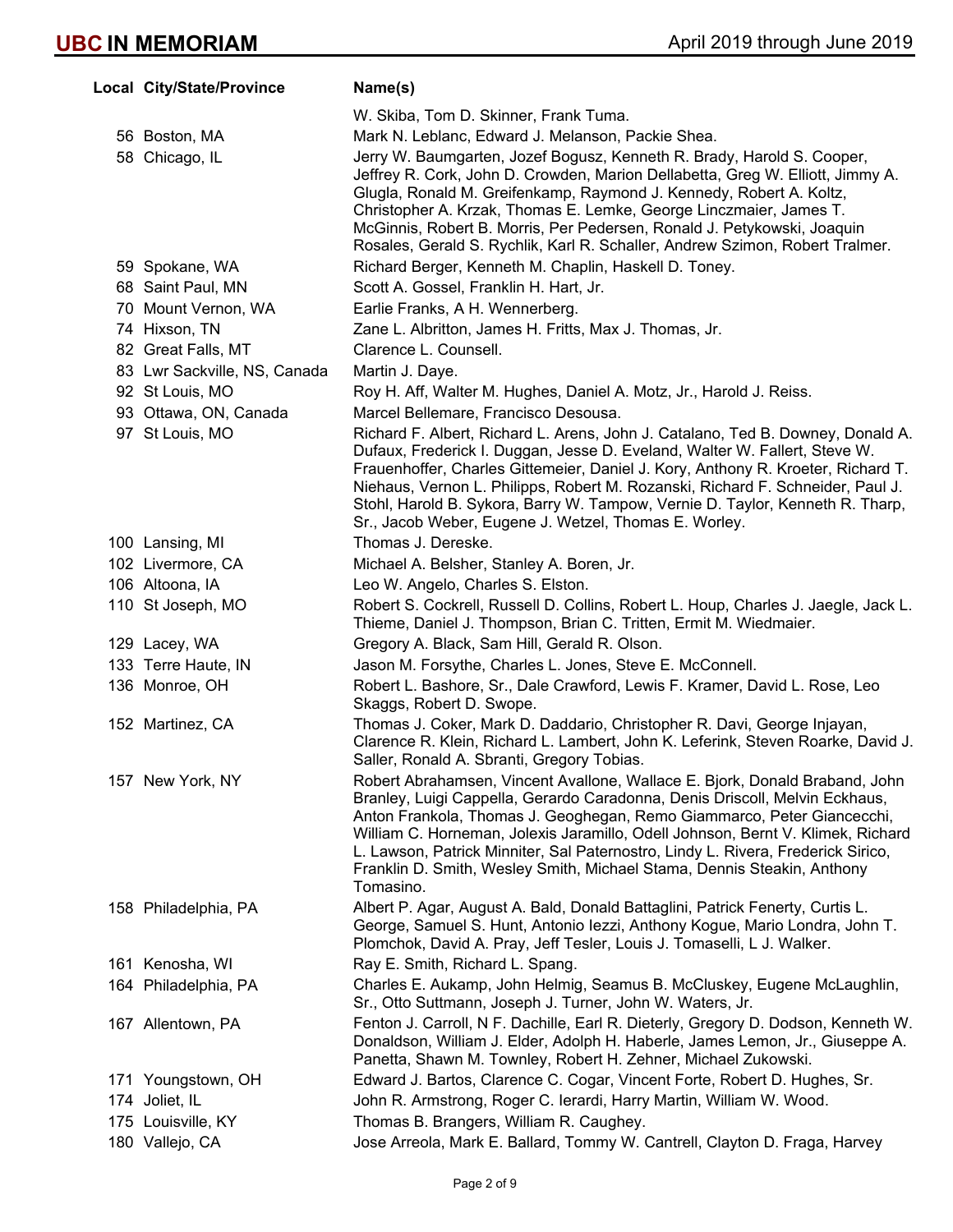| Local | City/State/Province | Name(s) |
|---|---|---|
| | | W. Skiba, Tom D. Skinner, Frank Tuma. |
| 56 | Boston, MA | Mark N. Leblanc, Edward J. Melanson, Packie Shea. |
| 58 | Chicago, IL | Jerry W. Baumgarten, Jozef Bogusz, Kenneth R. Brady, Harold S. Cooper, Jeffrey R. Cork, John D. Crowden, Marion Dellabetta, Greg W. Elliott, Jimmy A. Glugla, Ronald M. Greifenkamp, Raymond J. Kennedy, Robert A. Koltz, Christopher A. Krzak, Thomas E. Lemke, George Linczmaier, James T. McGinnis, Robert B. Morris, Per Pedersen, Ronald J. Petykowski, Joaquin Rosales, Gerald S. Rychlik, Karl R. Schaller, Andrew Szimon, Robert Tralmer. |
| 59 | Spokane, WA | Richard Berger, Kenneth M. Chaplin, Haskell D. Toney. |
| 68 | Saint Paul, MN | Scott A. Gossel, Franklin H. Hart, Jr. |
| 70 | Mount Vernon, WA | Earlie Franks, A H. Wennerberg. |
| 74 | Hixson, TN | Zane L. Albritton, James H. Fritts, Max J. Thomas, Jr. |
| 82 | Great Falls, MT | Clarence L. Counsell. |
| 83 | Lwr Sackville, NS, Canada | Martin J. Daye. |
| 92 | St Louis, MO | Roy H. Aff, Walter M. Hughes, Daniel A. Motz, Jr., Harold J. Reiss. |
| 93 | Ottawa, ON, Canada | Marcel Bellemare, Francisco Desousa. |
| 97 | St Louis, MO | Richard F. Albert, Richard L. Arens, John J. Catalano, Ted B. Downey, Donald A. Dufaux, Frederick I. Duggan, Jesse D. Eveland, Walter W. Fallert, Steve W. Frauenhoffer, Charles Gittemeier, Daniel J. Kory, Anthony R. Kroeter, Richard T. Niehaus, Vernon L. Philipps, Robert M. Rozanski, Richard F. Schneider, Paul J. Stohl, Harold B. Sykora, Barry W. Tampow, Vernie D. Taylor, Kenneth R. Tharp, Sr., Jacob Weber, Eugene J. Wetzel, Thomas E. Worley. |
| 100 | Lansing, MI | Thomas J. Dereske. |
| 102 | Livermore, CA | Michael A. Belsher, Stanley A. Boren, Jr. |
| 106 | Altoona, IA | Leo W. Angelo, Charles S. Elston. |
| 110 | St Joseph, MO | Robert S. Cockrell, Russell D. Collins, Robert L. Houp, Charles J. Jaegle, Jack L. Thieme, Daniel J. Thompson, Brian C. Tritten, Ermit M. Wiedmaier. |
| 129 | Lacey, WA | Gregory A. Black, Sam Hill, Gerald R. Olson. |
| 133 | Terre Haute, IN | Jason M. Forsythe, Charles L. Jones, Steve E. McConnell. |
| 136 | Monroe, OH | Robert L. Bashore, Sr., Dale Crawford, Lewis F. Kramer, David L. Rose, Leo Skaggs, Robert D. Swope. |
| 152 | Martinez, CA | Thomas J. Coker, Mark D. Daddario, Christopher R. Davi, George Injayan, Clarence R. Klein, Richard L. Lambert, John K. Leferink, Steven Roarke, David J. Saller, Ronald A. Sbranti, Gregory Tobias. |
| 157 | New York, NY | Robert Abrahamsen, Vincent Avallone, Wallace E. Bjork, Donald Braband, John Branley, Luigi Cappella, Gerardo Caradonna, Denis Driscoll, Melvin Eckhaus, Anton Frankola, Thomas J. Geoghegan, Remo Giammarco, Peter Giancecchi, William C. Horneman, Jolexis Jaramillo, Odell Johnson, Bernt V. Klimek, Richard L. Lawson, Patrick Minniter, Sal Paternostro, Lindy L. Rivera, Frederick Sirico, Franklin D. Smith, Wesley Smith, Michael Stama, Dennis Steakin, Anthony Tomasino. |
| 158 | Philadelphia, PA | Albert P. Agar, August A. Bald, Donald Battaglini, Patrick Fenerty, Curtis L. George, Samuel S. Hunt, Antonio Iezzi, Anthony Kogue, Mario Londra, John T. Plomchok, David A. Pray, Jeff Tesler, Louis J. Tomaselli, L J. Walker. |
| 161 | Kenosha, WI | Ray E. Smith, Richard L. Spang. |
| 164 | Philadelphia, PA | Charles E. Aukamp, John Helmig, Seamus B. McCluskey, Eugene McLaughlin, Sr., Otto Suttmann, Joseph J. Turner, John W. Waters, Jr. |
| 167 | Allentown, PA | Fenton J. Carroll, N F. Dachille, Earl R. Dieterly, Gregory D. Dodson, Kenneth W. Donaldson, William J. Elder, Adolph H. Haberle, James Lemon, Jr., Giuseppe A. Panetta, Shawn M. Townley, Robert H. Zehner, Michael Zukowski. |
| 171 | Youngstown, OH | Edward J. Bartos, Clarence C. Cogar, Vincent Forte, Robert D. Hughes, Sr. |
| 174 | Joliet, IL | John R. Armstrong, Roger C. Ierardi, Harry Martin, William W. Wood. |
| 175 | Louisville, KY | Thomas B. Brangers, William R. Caughey. |
| 180 | Vallejo, CA | Jose Arreola, Mark E. Ballard, Tommy W. Cantrell, Clayton D. Fraga, Harvey |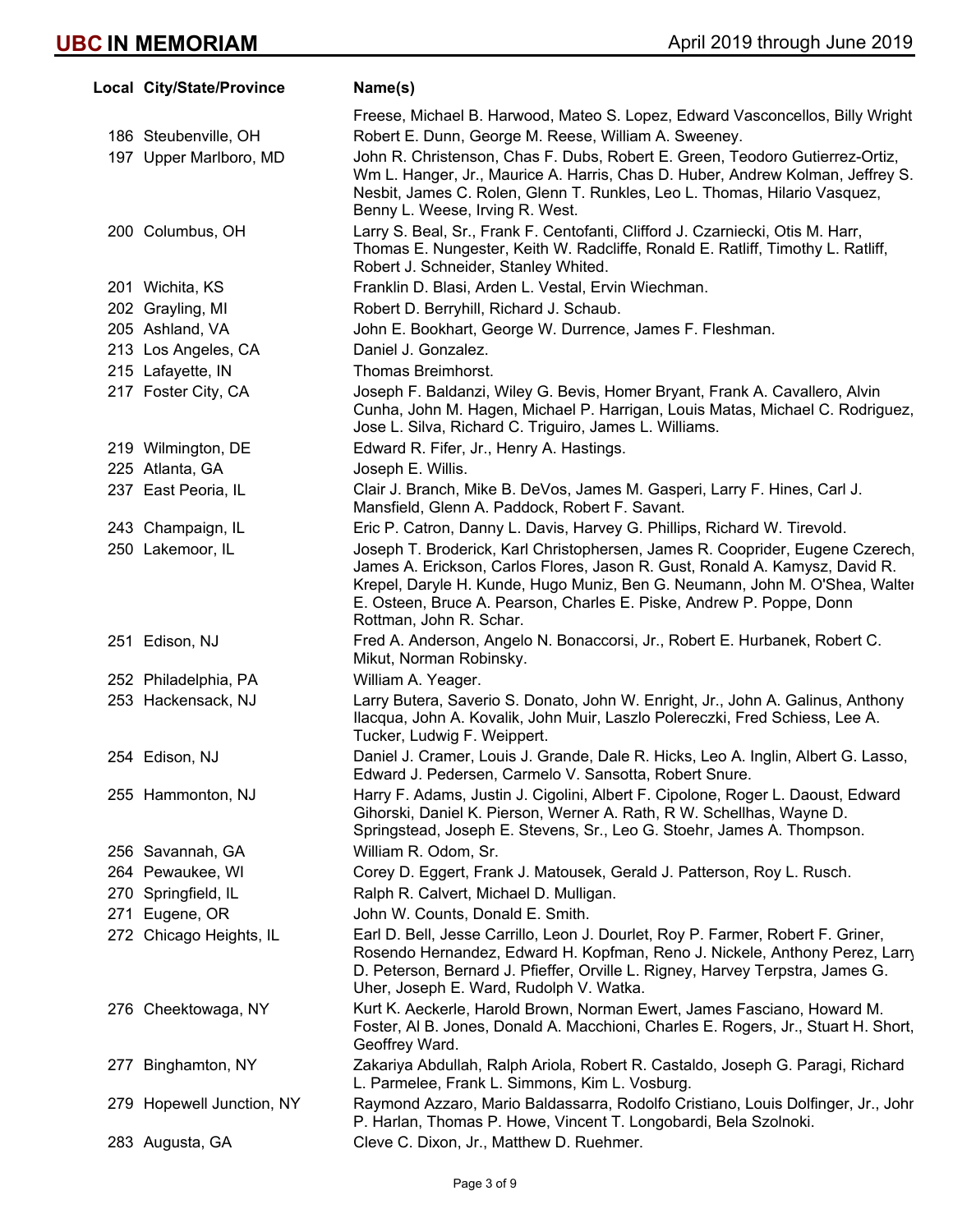| Local | City/State/Province | Name(s) |
|---|---|---|
| | | Freese, Michael B. Harwood, Mateo S. Lopez, Edward Vasconcellos, Billy Wright |
| 186 | Steubenville, OH | Robert E. Dunn, George M. Reese, William A. Sweeney. |
| 197 | Upper Marlboro, MD | John R. Christenson, Chas F. Dubs, Robert E. Green, Teodoro Gutierrez-Ortiz, Wm L. Hanger, Jr., Maurice A. Harris, Chas D. Huber, Andrew Kolman, Jeffrey S. Nesbit, James C. Rolen, Glenn T. Runkles, Leo L. Thomas, Hilario Vasquez, Benny L. Weese, Irving R. West. |
| 200 | Columbus, OH | Larry S. Beal, Sr., Frank F. Centofanti, Clifford J. Czarniecki, Otis M. Harr, Thomas E. Nungester, Keith W. Radcliffe, Ronald E. Ratliff, Timothy L. Ratliff, Robert J. Schneider, Stanley Whited. |
| 201 | Wichita, KS | Franklin D. Blasi, Arden L. Vestal, Ervin Wiechman. |
| 202 | Grayling, MI | Robert D. Berryhill, Richard J. Schaub. |
| 205 | Ashland, VA | John E. Bookhart, George W. Durrence, James F. Fleshman. |
| 213 | Los Angeles, CA | Daniel J. Gonzalez. |
| 215 | Lafayette, IN | Thomas Breimhorst. |
| 217 | Foster City, CA | Joseph F. Baldanzi, Wiley G. Bevis, Homer Bryant, Frank A. Cavallero, Alvin Cunha, John M. Hagen, Michael P. Harrigan, Louis Matas, Michael C. Rodriguez, Jose L. Silva, Richard C. Triguiro, James L. Williams. |
| 219 | Wilmington, DE | Edward R. Fifer, Jr., Henry A. Hastings. |
| 225 | Atlanta, GA | Joseph E. Willis. |
| 237 | East Peoria, IL | Clair J. Branch, Mike B. DeVos, James M. Gasperi, Larry F. Hines, Carl J. Mansfield, Glenn A. Paddock, Robert F. Savant. |
| 243 | Champaign, IL | Eric P. Catron, Danny L. Davis, Harvey G. Phillips, Richard W. Tirevold. |
| 250 | Lakemoor, IL | Joseph T. Broderick, Karl Christophersen, James R. Cooprider, Eugene Czerech, James A. Erickson, Carlos Flores, Jason R. Gust, Ronald A. Kamysz, David R. Krepel, Daryle H. Kunde, Hugo Muniz, Ben G. Neumann, John M. O'Shea, Walter E. Osteen, Bruce A. Pearson, Charles E. Piske, Andrew P. Poppe, Donn Rottman, John R. Schar. |
| 251 | Edison, NJ | Fred A. Anderson, Angelo N. Bonaccorsi, Jr., Robert E. Hurbanek, Robert C. Mikut, Norman Robinsky. |
| 252 | Philadelphia, PA | William A. Yeager. |
| 253 | Hackensack, NJ | Larry Butera, Saverio S. Donato, John W. Enright, Jr., John A. Galinus, Anthony Ilacqua, John A. Kovalik, John Muir, Laszlo Polereczki, Fred Schiess, Lee A. Tucker, Ludwig F. Weippert. |
| 254 | Edison, NJ | Daniel J. Cramer, Louis J. Grande, Dale R. Hicks, Leo A. Inglin, Albert G. Lasso, Edward J. Pedersen, Carmelo V. Sansotta, Robert Snure. |
| 255 | Hammonton, NJ | Harry F. Adams, Justin J. Cigolini, Albert F. Cipolone, Roger L. Daoust, Edward Gihorski, Daniel K. Pierson, Werner A. Rath, R W. Schellhas, Wayne D. Springstead, Joseph E. Stevens, Sr., Leo G. Stoehr, James A. Thompson. |
| 256 | Savannah, GA | William R. Odom, Sr. |
| 264 | Pewaukee, WI | Corey D. Eggert, Frank J. Matousek, Gerald J. Patterson, Roy L. Rusch. |
| 270 | Springfield, IL | Ralph R. Calvert, Michael D. Mulligan. |
| 271 | Eugene, OR | John W. Counts, Donald E. Smith. |
| 272 | Chicago Heights, IL | Earl D. Bell, Jesse Carrillo, Leon J. Dourlet, Roy P. Farmer, Robert F. Griner, Rosendo Hernandez, Edward H. Kopfman, Reno J. Nickele, Anthony Perez, Larry D. Peterson, Bernard J. Pfieffer, Orville L. Rigney, Harvey Terpstra, James G. Uher, Joseph E. Ward, Rudolph V. Watka. |
| 276 | Cheektowaga, NY | Kurt K. Aeckerle, Harold Brown, Norman Ewert, James Fasciano, Howard M. Foster, Al B. Jones, Donald A. Macchioni, Charles E. Rogers, Jr., Stuart H. Short, Geoffrey Ward. |
| 277 | Binghamton, NY | Zakariya Abdullah, Ralph Ariola, Robert R. Castaldo, Joseph G. Paragi, Richard L. Parmelee, Frank L. Simmons, Kim L. Vosburg. |
| 279 | Hopewell Junction, NY | Raymond Azzaro, Mario Baldassarra, Rodolfo Cristiano, Louis Dolfinger, Jr., John P. Harlan, Thomas P. Howe, Vincent T. Longobardi, Bela Szolnoki. |
| 283 | Augusta, GA | Cleve C. Dixon, Jr., Matthew D. Ruehmer. |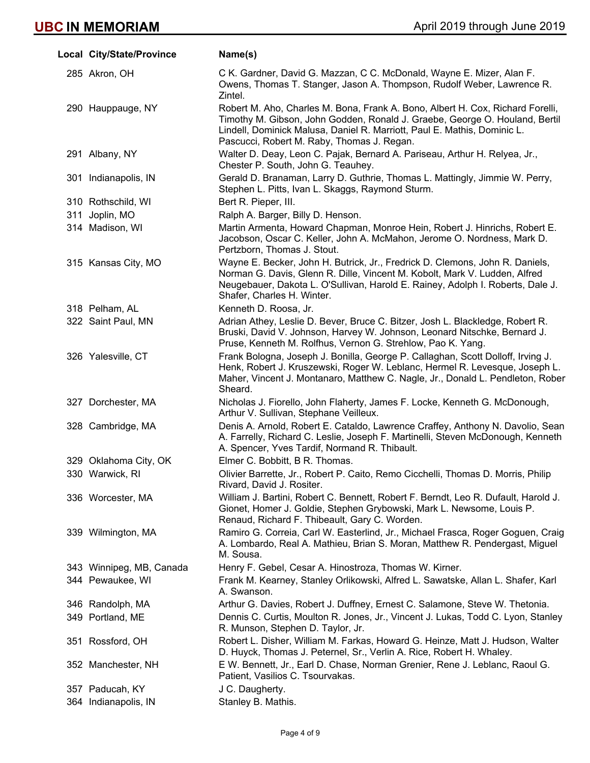# UBC IN MEMORIAM

April 2019 through June 2019

| Local | City/State/Province | Name(s) |
|---|---|---|
| 285 | Akron, OH | C K. Gardner, David G. Mazzan, C C. McDonald, Wayne E. Mizer, Alan F. Owens, Thomas T. Stanger, Jason A. Thompson, Rudolf Weber, Lawrence R. Zintel. |
| 290 | Hauppauge, NY | Robert M. Aho, Charles M. Bona, Frank A. Bono, Albert H. Cox, Richard Forelli, Timothy M. Gibson, John Godden, Ronald J. Graebe, George O. Houland, Bertil Lindell, Dominick Malusa, Daniel R. Marriott, Paul E. Mathis, Dominic L. Pascucci, Robert M. Raby, Thomas J. Regan. |
| 291 | Albany, NY | Walter D. Deay, Leon C. Pajak, Bernard A. Pariseau, Arthur H. Relyea, Jr., Chester P. South, John G. Teauhey. |
| 301 | Indianapolis, IN | Gerald D. Branaman, Larry D. Guthrie, Thomas L. Mattingly, Jimmie W. Perry, Stephen L. Pitts, Ivan L. Skaggs, Raymond Sturm. |
| 310 | Rothschild, WI | Bert R. Pieper, III. |
| 311 | Joplin, MO | Ralph A. Barger, Billy D. Henson. |
| 314 | Madison, WI | Martin Armenta, Howard Chapman, Monroe Hein, Robert J. Hinrichs, Robert E. Jacobson, Oscar C. Keller, John A. McMahon, Jerome O. Nordness, Mark D. Pertzborn, Thomas J. Stout. |
| 315 | Kansas City, MO | Wayne E. Becker, John H. Butrick, Jr., Fredrick D. Clemons, John R. Daniels, Norman G. Davis, Glenn R. Dille, Vincent M. Kobolt, Mark V. Ludden, Alfred Neugebauer, Dakota L. O'Sullivan, Harold E. Rainey, Adolph I. Roberts, Dale J. Shafer, Charles H. Winter. |
| 318 | Pelham, AL | Kenneth D. Roosa, Jr. |
| 322 | Saint Paul, MN | Adrian Athey, Leslie D. Bever, Bruce C. Bitzer, Josh L. Blackledge, Robert R. Bruski, David V. Johnson, Harvey W. Johnson, Leonard Nitschke, Bernard J. Pruse, Kenneth M. Rolfhus, Vernon G. Strehlow, Pao K. Yang. |
| 326 | Yalesville, CT | Frank Bologna, Joseph J. Bonilla, George P. Callaghan, Scott Dolloff, Irving J. Henk, Robert J. Kruszewski, Roger W. Leblanc, Hermel R. Levesque, Joseph L. Maher, Vincent J. Montanaro, Matthew C. Nagle, Jr., Donald L. Pendleton, Rober Sheard. |
| 327 | Dorchester, MA | Nicholas J. Fiorello, John Flaherty, James F. Locke, Kenneth G. McDonough, Arthur V. Sullivan, Stephane Veilleux. |
| 328 | Cambridge, MA | Denis A. Arnold, Robert E. Cataldo, Lawrence Craffey, Anthony N. Davolio, Sean A. Farrelly, Richard C. Leslie, Joseph F. Martinelli, Steven McDonough, Kenneth A. Spencer, Yves Tardif, Normand R. Thibault. |
| 329 | Oklahoma City, OK | Elmer C. Bobbitt, B R. Thomas. |
| 330 | Warwick, RI | Olivier Barrette, Jr., Robert P. Caito, Remo Cicchelli, Thomas D. Morris, Philip Rivard, David J. Rositer. |
| 336 | Worcester, MA | William J. Bartini, Robert C. Bennett, Robert F. Berndt, Leo R. Dufault, Harold J. Gionet, Homer J. Goldie, Stephen Grybowski, Mark L. Newsome, Louis P. Renaud, Richard F. Thibeault, Gary C. Worden. |
| 339 | Wilmington, MA | Ramiro G. Correia, Carl W. Easterlind, Jr., Michael Frasca, Roger Goguen, Craig A. Lombardo, Real A. Mathieu, Brian S. Moran, Matthew R. Pendergast, Miguel M. Sousa. |
| 343 | Winnipeg, MB, Canada | Henry F. Gebel, Cesar A. Hinostroza, Thomas W. Kirner. |
| 344 | Pewaukee, WI | Frank M. Kearney, Stanley Orlikowski, Alfred L. Sawatske, Allan L. Shafer, Karl A. Swanson. |
| 346 | Randolph, MA | Arthur G. Davies, Robert J. Duffney, Ernest C. Salamone, Steve W. Thetonia. |
| 349 | Portland, ME | Dennis C. Curtis, Moulton R. Jones, Jr., Vincent J. Lukas, Todd C. Lyon, Stanley R. Munson, Stephen D. Taylor, Jr. |
| 351 | Rossford, OH | Robert L. Disher, William M. Farkas, Howard G. Heinze, Matt J. Hudson, Walter D. Huyck, Thomas J. Peternel, Sr., Verlin A. Rice, Robert H. Whaley. |
| 352 | Manchester, NH | E W. Bennett, Jr., Earl D. Chase, Norman Grenier, Rene J. Leblanc, Raoul G. Patient, Vasilios C. Tsourvakas. |
| 357 | Paducah, KY | J C. Daugherty. |
| 364 | Indianapolis, IN | Stanley B. Mathis. |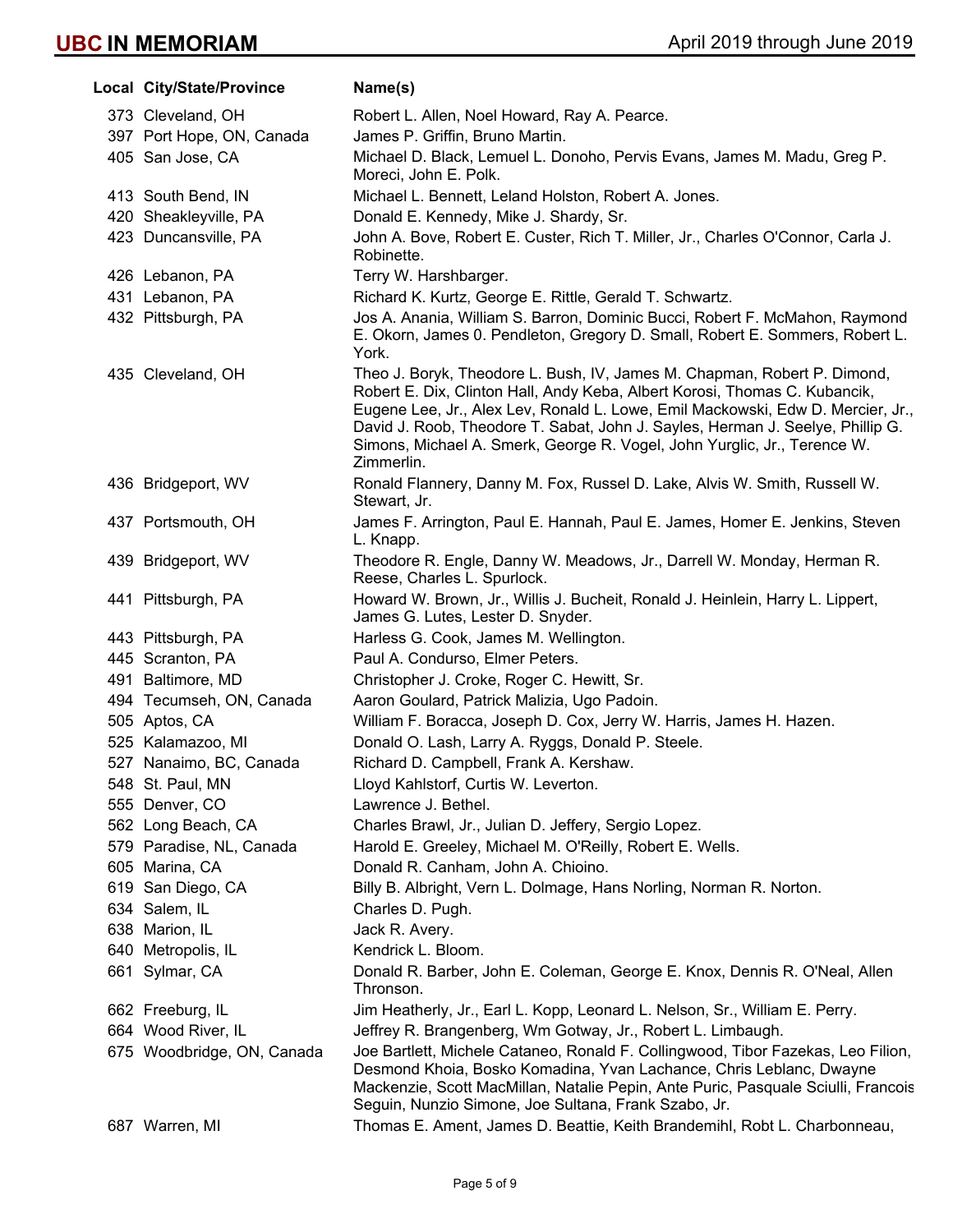# UBC IN MEMORIAM

April 2019 through June 2019

| Local | City/State/Province | Name(s) |
| --- | --- | --- |
| 373 | Cleveland, OH | Robert L. Allen, Noel Howard, Ray A. Pearce. |
| 397 | Port Hope, ON, Canada | James P. Griffin, Bruno Martin. |
| 405 | San Jose, CA | Michael D. Black, Lemuel L. Donoho, Pervis Evans, James M. Madu, Greg P. Moreci, John E. Polk. |
| 413 | South Bend, IN | Michael L. Bennett, Leland Holston, Robert A. Jones. |
| 420 | Sheakleyville, PA | Donald E. Kennedy, Mike J. Shardy, Sr. |
| 423 | Duncansville, PA | John A. Bove, Robert E. Custer, Rich T. Miller, Jr., Charles O'Connor, Carla J. Robinette. |
| 426 | Lebanon, PA | Terry W. Harshbarger. |
| 431 | Lebanon, PA | Richard K. Kurtz, George E. Rittle, Gerald T. Schwartz. |
| 432 | Pittsburgh, PA | Jos A. Anania, William S. Barron, Dominic Bucci, Robert F. McMahon, Raymond E. Okorn, James 0. Pendleton, Gregory D. Small, Robert E. Sommers, Robert L. York. |
| 435 | Cleveland, OH | Theo J. Boryk, Theodore L. Bush, IV, James M. Chapman, Robert P. Dimond, Robert E. Dix, Clinton Hall, Andy Keba, Albert Korosi, Thomas C. Kubancik, Eugene Lee, Jr., Alex Lev, Ronald L. Lowe, Emil Mackowski, Edw D. Mercier, Jr., David J. Roob, Theodore T. Sabat, John J. Sayles, Herman J. Seelye, Phillip G. Simons, Michael A. Smerk, George R. Vogel, John Yurglic, Jr., Terence W. Zimmerlin. |
| 436 | Bridgeport, WV | Ronald Flannery, Danny M. Fox, Russel D. Lake, Alvis W. Smith, Russell W. Stewart, Jr. |
| 437 | Portsmouth, OH | James F. Arrington, Paul E. Hannah, Paul E. James, Homer E. Jenkins, Steven L. Knapp. |
| 439 | Bridgeport, WV | Theodore R. Engle, Danny W. Meadows, Jr., Darrell W. Monday, Herman R. Reese, Charles L. Spurlock. |
| 441 | Pittsburgh, PA | Howard W. Brown, Jr., Willis J. Bucheit, Ronald J. Heinlein, Harry L. Lippert, James G. Lutes, Lester D. Snyder. |
| 443 | Pittsburgh, PA | Harless G. Cook, James M. Wellington. |
| 445 | Scranton, PA | Paul A. Condurso, Elmer Peters. |
| 491 | Baltimore, MD | Christopher J. Croke, Roger C. Hewitt, Sr. |
| 494 | Tecumseh, ON, Canada | Aaron Goulard, Patrick Malizia, Ugo Padoin. |
| 505 | Aptos, CA | William F. Boracca, Joseph D. Cox, Jerry W. Harris, James H. Hazen. |
| 525 | Kalamazoo, MI | Donald O. Lash, Larry A. Ryggs, Donald P. Steele. |
| 527 | Nanaimo, BC, Canada | Richard D. Campbell, Frank A. Kershaw. |
| 548 | St. Paul, MN | Lloyd Kahlstorf, Curtis W. Leverton. |
| 555 | Denver, CO | Lawrence J. Bethel. |
| 562 | Long Beach, CA | Charles Brawl, Jr., Julian D. Jeffery, Sergio Lopez. |
| 579 | Paradise, NL, Canada | Harold E. Greeley, Michael M. O'Reilly, Robert E. Wells. |
| 605 | Marina, CA | Donald R. Canham, John A. Chioino. |
| 619 | San Diego, CA | Billy B. Albright, Vern L. Dolmage, Hans Norling, Norman R. Norton. |
| 634 | Salem, IL | Charles D. Pugh. |
| 638 | Marion, IL | Jack R. Avery. |
| 640 | Metropolis, IL | Kendrick L. Bloom. |
| 661 | Sylmar, CA | Donald R. Barber, John E. Coleman, George E. Knox, Dennis R. O'Neal, Allen Thronson. |
| 662 | Freeburg, IL | Jim Heatherly, Jr., Earl L. Kopp, Leonard L. Nelson, Sr., William E. Perry. |
| 664 | Wood River, IL | Jeffrey R. Brangenberg, Wm Gotway, Jr., Robert L. Limbaugh. |
| 675 | Woodbridge, ON, Canada | Joe Bartlett, Michele Cataneo, Ronald F. Collingwood, Tibor Fazekas, Leo Filion, Desmond Khoia, Bosko Komadina, Yvan Lachance, Chris Leblanc, Dwayne Mackenzie, Scott MacMillan, Natalie Pepin, Ante Puric, Pasquale Sciulli, Francois Seguin, Nunzio Simone, Joe Sultana, Frank Szabo, Jr. |
| 687 | Warren, MI | Thomas E. Ament, James D. Beattie, Keith Brandemihl, Robt L. Charbonneau, |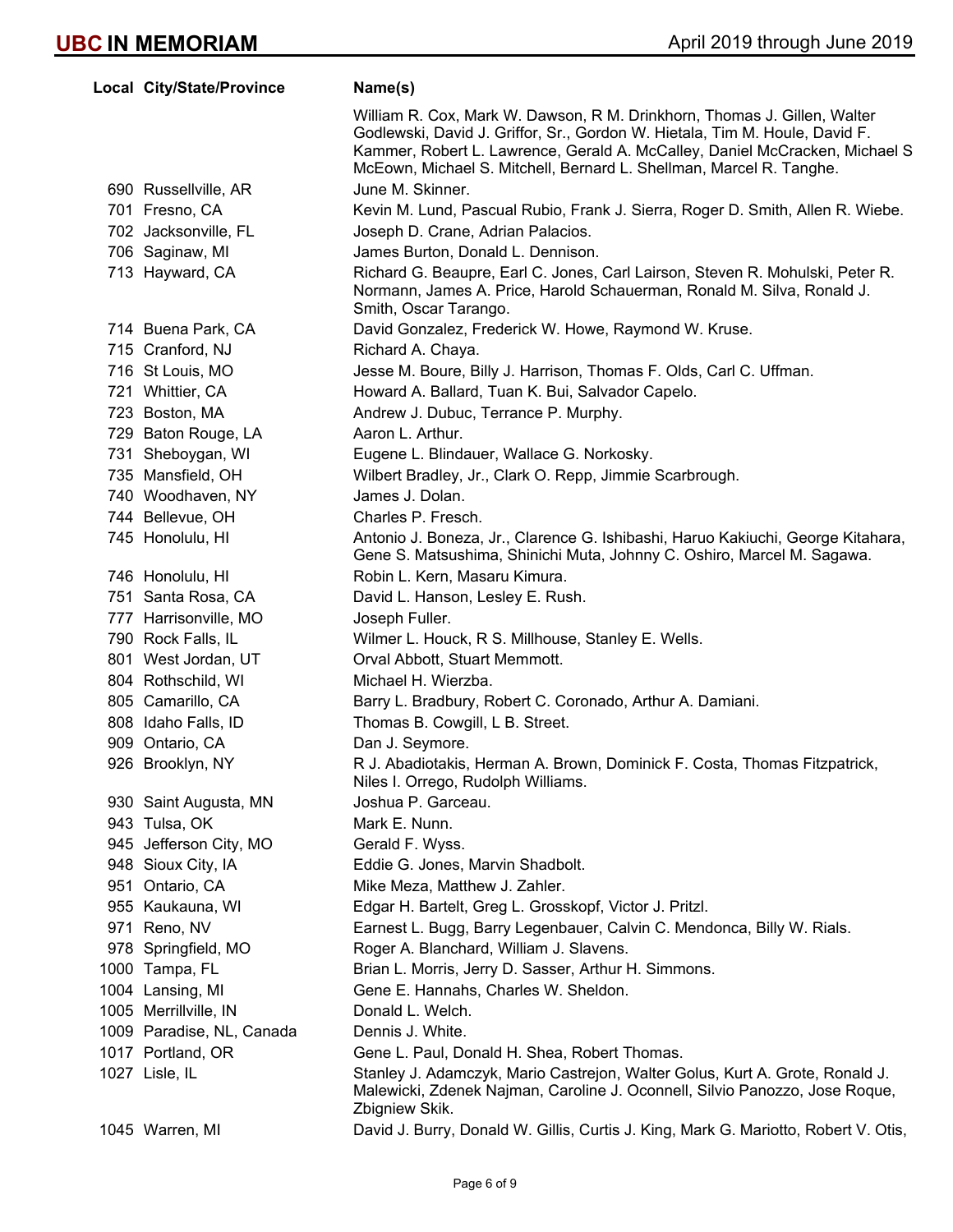| Local | City/State/Province | Name(s) |
|---|---|---|
| | | William R. Cox, Mark W. Dawson, R M. Drinkhorn, Thomas J. Gillen, Walter Godlewski, David J. Griffor, Sr., Gordon W. Hietala, Tim M. Houle, David F. Kammer, Robert L. Lawrence, Gerald A. McCalley, Daniel McCracken, Michael S McEown, Michael S. Mitchell, Bernard L. Shellman, Marcel R. Tanghe. |
| 690 | Russellville, AR | June M. Skinner. |
| 701 | Fresno, CA | Kevin M. Lund, Pascual Rubio, Frank J. Sierra, Roger D. Smith, Allen R. Wiebe. |
| 702 | Jacksonville, FL | Joseph D. Crane, Adrian Palacios. |
| 706 | Saginaw, MI | James Burton, Donald L. Dennison. |
| 713 | Hayward, CA | Richard G. Beaupre, Earl C. Jones, Carl Lairson, Steven R. Mohulski, Peter R. Normann, James A. Price, Harold Schauerman, Ronald M. Silva, Ronald J. Smith, Oscar Tarango. |
| 714 | Buena Park, CA | David Gonzalez, Frederick W. Howe, Raymond W. Kruse. |
| 715 | Cranford, NJ | Richard A. Chaya. |
| 716 | St Louis, MO | Jesse M. Boure, Billy J. Harrison, Thomas F. Olds, Carl C. Uffman. |
| 721 | Whittier, CA | Howard A. Ballard, Tuan K. Bui, Salvador Capelo. |
| 723 | Boston, MA | Andrew J. Dubuc, Terrance P. Murphy. |
| 729 | Baton Rouge, LA | Aaron L. Arthur. |
| 731 | Sheboygan, WI | Eugene L. Blindauer, Wallace G. Norkosky. |
| 735 | Mansfield, OH | Wilbert Bradley, Jr., Clark O. Repp, Jimmie Scarbrough. |
| 740 | Woodhaven, NY | James J. Dolan. |
| 744 | Bellevue, OH | Charles P. Fresch. |
| 745 | Honolulu, HI | Antonio J. Boneza, Jr., Clarence G. Ishibashi, Haruo Kakiuchi, George Kitahara, Gene S. Matsushima, Shinichi Muta, Johnny C. Oshiro, Marcel M. Sagawa. |
| 746 | Honolulu, HI | Robin L. Kern, Masaru Kimura. |
| 751 | Santa Rosa, CA | David L. Hanson, Lesley E. Rush. |
| 777 | Harrisonville, MO | Joseph Fuller. |
| 790 | Rock Falls, IL | Wilmer L. Houck, R S. Millhouse, Stanley E. Wells. |
| 801 | West Jordan, UT | Orval Abbott, Stuart Memmott. |
| 804 | Rothschild, WI | Michael H. Wierzba. |
| 805 | Camarillo, CA | Barry L. Bradbury, Robert C. Coronado, Arthur A. Damiani. |
| 808 | Idaho Falls, ID | Thomas B. Cowgill, L B. Street. |
| 909 | Ontario, CA | Dan J. Seymore. |
| 926 | Brooklyn, NY | R J. Abadiotakis, Herman A. Brown, Dominick F. Costa, Thomas Fitzpatrick, Niles I. Orrego, Rudolph Williams. |
| 930 | Saint Augusta, MN | Joshua P. Garceau. |
| 943 | Tulsa, OK | Mark E. Nunn. |
| 945 | Jefferson City, MO | Gerald F. Wyss. |
| 948 | Sioux City, IA | Eddie G. Jones, Marvin Shadbolt. |
| 951 | Ontario, CA | Mike Meza, Matthew J. Zahler. |
| 955 | Kaukauna, WI | Edgar H. Bartelt, Greg L. Grosskopf, Victor J. Pritzl. |
| 971 | Reno, NV | Earnest L. Bugg, Barry Legenbauer, Calvin C. Mendonca, Billy W. Rials. |
| 978 | Springfield, MO | Roger A. Blanchard, William J. Slavens. |
| 1000 | Tampa, FL | Brian L. Morris, Jerry D. Sasser, Arthur H. Simmons. |
| 1004 | Lansing, MI | Gene E. Hannahs, Charles W. Sheldon. |
| 1005 | Merrillville, IN | Donald L. Welch. |
| 1009 | Paradise, NL, Canada | Dennis J. White. |
| 1017 | Portland, OR | Gene L. Paul, Donald H. Shea, Robert Thomas. |
| 1027 | Lisle, IL | Stanley J. Adamczyk, Mario Castrejon, Walter Golus, Kurt A. Grote, Ronald J. Malewicki, Zdenek Najman, Caroline J. Oconnell, Silvio Panozzo, Jose Roque, Zbigniew Skik. |
| 1045 | Warren, MI | David J. Burry, Donald W. Gillis, Curtis J. King, Mark G. Mariotto, Robert V. Otis, |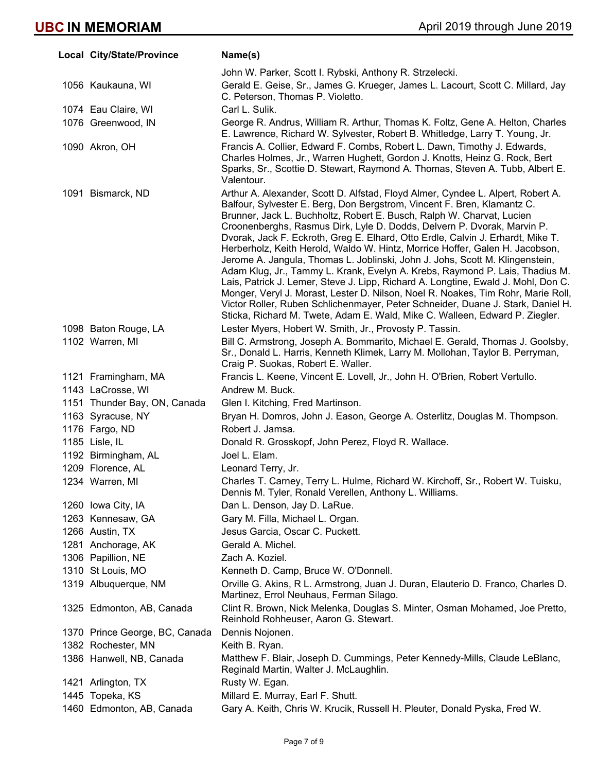| Local | City/State/Province | Name(s) |
|---|---|---|
| | | John W. Parker, Scott I. Rybski, Anthony R. Strzelecki. |
| 1056 | Kaukauna, WI | Gerald E. Geise, Sr., James G. Krueger, James L. Lacourt, Scott C. Millard, Jay C. Peterson, Thomas P. Violetto. |
| 1074 | Eau Claire, WI | Carl L. Sulik. |
| 1076 | Greenwood, IN | George R. Andrus, William R. Arthur, Thomas K. Foltz, Gene A. Helton, Charles E. Lawrence, Richard W. Sylvester, Robert B. Whitledge, Larry T. Young, Jr. |
| 1090 | Akron, OH | Francis A. Collier, Edward F. Combs, Robert L. Dawn, Timothy J. Edwards, Charles Holmes, Jr., Warren Hughett, Gordon J. Knotts, Heinz G. Rock, Bert Sparks, Sr., Scottie D. Stewart, Raymond A. Thomas, Steven A. Tubb, Albert E. Valentour. |
| 1091 | Bismarck, ND | Arthur A. Alexander, Scott D. Alfstad, Floyd Almer, Cyndee L. Alpert, Robert A. Balfour, Sylvester E. Berg, Don Bergstrom, Vincent F. Bren, Klamantz C. Brunner, Jack L. Buchholtz, Robert E. Busch, Ralph W. Charvat, Lucien Croonenberghs, Rasmus Dirk, Lyle D. Dodds, Delvern P. Dvorak, Marvin P. Dvorak, Jack F. Eckroth, Greg E. Elhard, Otto Erdle, Calvin J. Erhardt, Mike T. Herberholz, Keith Herold, Waldo W. Hintz, Morrice Hoffer, Galen H. Jacobson, Jerome A. Jangula, Thomas L. Joblinski, John J. Johs, Scott M. Klingenstein, Adam Klug, Jr., Tammy L. Krank, Evelyn A. Krebs, Raymond P. Lais, Thadius M. Lais, Patrick J. Lemer, Steve J. Lipp, Richard A. Longtine, Ewald J. Mohl, Don C. Monger, Veryl J. Morast, Lester D. Nilson, Noel R. Noakes, Tim Rohr, Marie Roll, Victor Roller, Ruben Schlichenmayer, Peter Schneider, Duane J. Stark, Daniel H. Sticka, Richard M. Twete, Adam E. Wald, Mike C. Walleen, Edward P. Ziegler. |
| 1098 | Baton Rouge, LA | Lester Myers, Hobert W. Smith, Jr., Provosty P. Tassin. |
| 1102 | Warren, MI | Bill C. Armstrong, Joseph A. Bommarito, Michael E. Gerald, Thomas J. Goolsby, Sr., Donald L. Harris, Kenneth Klimek, Larry M. Mollohan, Taylor B. Perryman, Craig P. Suokas, Robert E. Waller. |
| 1121 | Framingham, MA | Francis L. Keene, Vincent E. Lovell, Jr., John H. O'Brien, Robert Vertullo. |
| 1143 | LaCrosse, WI | Andrew M. Buck. |
| 1151 | Thunder Bay, ON, Canada | Glen I. Kitching, Fred Martinson. |
| 1163 | Syracuse, NY | Bryan H. Domros, John J. Eason, George A. Osterlitz, Douglas M. Thompson. |
| 1176 | Fargo, ND | Robert J. Jamsa. |
| 1185 | Lisle, IL | Donald R. Grosskopf, John Perez, Floyd R. Wallace. |
| 1192 | Birmingham, AL | Joel L. Elam. |
| 1209 | Florence, AL | Leonard Terry, Jr. |
| 1234 | Warren, MI | Charles T. Carney, Terry L. Hulme, Richard W. Kirchoff, Sr., Robert W. Tuisku, Dennis M. Tyler, Ronald Verellen, Anthony L. Williams. |
| 1260 | Iowa City, IA | Dan L. Denson, Jay D. LaRue. |
| 1263 | Kennesaw, GA | Gary M. Filla, Michael L. Organ. |
| 1266 | Austin, TX | Jesus Garcia, Oscar C. Puckett. |
| 1281 | Anchorage, AK | Gerald A. Michel. |
| 1306 | Papillion, NE | Zach A. Koziel. |
| 1310 | St Louis, MO | Kenneth D. Camp, Bruce W. O'Donnell. |
| 1319 | Albuquerque, NM | Orville G. Akins, R L. Armstrong, Juan J. Duran, Elauterio D. Franco, Charles D. Martinez, Errol Neuhaus, Ferman Silago. |
| 1325 | Edmonton, AB, Canada | Clint R. Brown, Nick Melenka, Douglas S. Minter, Osman Mohamed, Joe Pretto, Reinhold Rohheuser, Aaron G. Stewart. |
| 1370 | Prince George, BC, Canada | Dennis Nojonen. |
| 1382 | Rochester, MN | Keith B. Ryan. |
| 1386 | Hanwell, NB, Canada | Matthew F. Blair, Joseph D. Cummings, Peter Kennedy-Mills, Claude LeBlanc, Reginald Martin, Walter J. McLaughlin. |
| 1421 | Arlington, TX | Rusty W. Egan. |
| 1445 | Topeka, KS | Millard E. Murray, Earl F. Shutt. |
| 1460 | Edmonton, AB, Canada | Gary A. Keith, Chris W. Krucik, Russell H. Pleuter, Donald Pyska, Fred W. |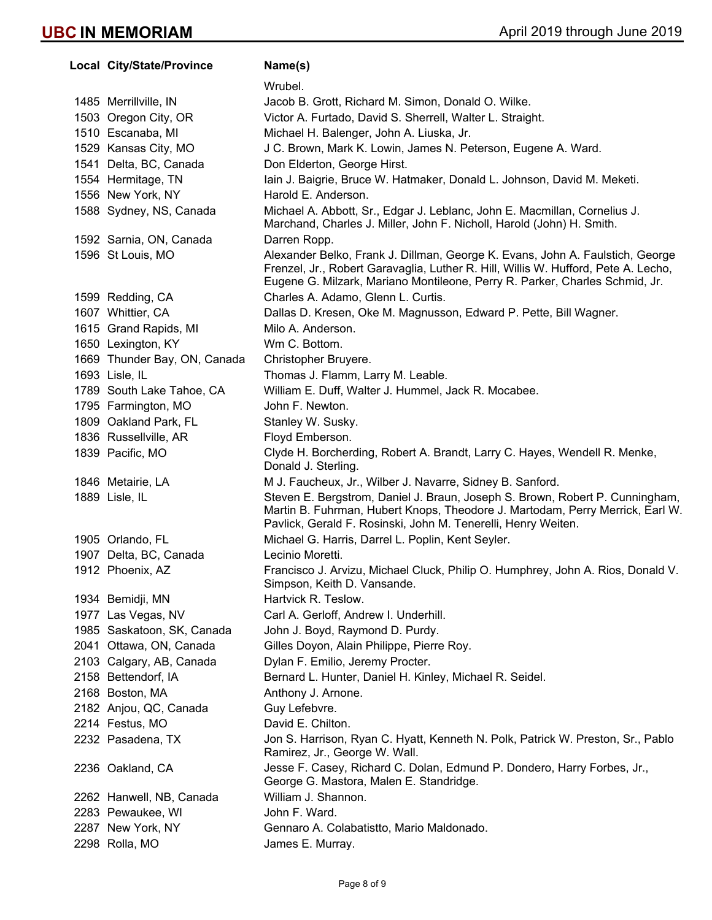| Local | City/State/Province | Name(s) |
|---|---|---|
| | | Wrubel. |
| 1485 | Merrillville, IN | Jacob B. Grott, Richard M. Simon, Donald O. Wilke. |
| 1503 | Oregon City, OR | Victor A. Furtado, David S. Sherrell, Walter L. Straight. |
| 1510 | Escanaba, MI | Michael H. Balenger, John A. Liuska, Jr. |
| 1529 | Kansas City, MO | J C. Brown, Mark K. Lowin, James N. Peterson, Eugene A. Ward. |
| 1541 | Delta, BC, Canada | Don Elderton, George Hirst. |
| 1554 | Hermitage, TN | Iain J. Baigrie, Bruce W. Hatmaker, Donald L. Johnson, David M. Meketi. |
| 1556 | New York, NY | Harold E. Anderson. |
| 1588 | Sydney, NS, Canada | Michael A. Abbott, Sr., Edgar J. Leblanc, John E. Macmillan, Cornelius J. Marchand, Charles J. Miller, John F. Nicholl, Harold (John) H. Smith. |
| 1592 | Sarnia, ON, Canada | Darren Ropp. |
| 1596 | St Louis, MO | Alexander Belko, Frank J. Dillman, George K. Evans, John A. Faulstich, George Frenzel, Jr., Robert Garavaglia, Luther R. Hill, Willis W. Hufford, Pete A. Lecho, Eugene G. Milzark, Mariano Montileone, Perry R. Parker, Charles Schmid, Jr. |
| 1599 | Redding, CA | Charles A. Adamo, Glenn L. Curtis. |
| 1607 | Whittier, CA | Dallas D. Kresen, Oke M. Magnusson, Edward P. Pette, Bill Wagner. |
| 1615 | Grand Rapids, MI | Milo A. Anderson. |
| 1650 | Lexington, KY | Wm C. Bottom. |
| 1669 | Thunder Bay, ON, Canada | Christopher Bruyere. |
| 1693 | Lisle, IL | Thomas J. Flamm, Larry M. Leable. |
| 1789 | South Lake Tahoe, CA | William E. Duff, Walter J. Hummel, Jack R. Mocabee. |
| 1795 | Farmington, MO | John F. Newton. |
| 1809 | Oakland Park, FL | Stanley W. Susky. |
| 1836 | Russellville, AR | Floyd Emberson. |
| 1839 | Pacific, MO | Clyde H. Borcherding, Robert A. Brandt, Larry C. Hayes, Wendell R. Menke, Donald J. Sterling. |
| 1846 | Metairie, LA | M J. Faucheux, Jr., Wilber J. Navarre, Sidney B. Sanford. |
| 1889 | Lisle, IL | Steven E. Bergstrom, Daniel J. Braun, Joseph S. Brown, Robert P. Cunningham, Martin B. Fuhrman, Hubert Knops, Theodore J. Martodam, Perry Merrick, Earl W. Pavlick, Gerald F. Rosinski, John M. Tenerelli, Henry Weiten. |
| 1905 | Orlando, FL | Michael G. Harris, Darrel L. Poplin, Kent Seyler. |
| 1907 | Delta, BC, Canada | Lecinio Moretti. |
| 1912 | Phoenix, AZ | Francisco J. Arvizu, Michael Cluck, Philip O. Humphrey, John A. Rios, Donald V. Simpson, Keith D. Vansande. |
| 1934 | Bemidji, MN | Hartvick R. Teslow. |
| 1977 | Las Vegas, NV | Carl A. Gerloff, Andrew I. Underhill. |
| 1985 | Saskatoon, SK, Canada | John J. Boyd, Raymond D. Purdy. |
| 2041 | Ottawa, ON, Canada | Gilles Doyon, Alain Philippe, Pierre Roy. |
| 2103 | Calgary, AB, Canada | Dylan F. Emilio, Jeremy Procter. |
| 2158 | Bettendorf, IA | Bernard L. Hunter, Daniel H. Kinley, Michael R. Seidel. |
| 2168 | Boston, MA | Anthony J. Arnone. |
| 2182 | Anjou, QC, Canada | Guy Lefebvre. |
| 2214 | Festus, MO | David E. Chilton. |
| 2232 | Pasadena, TX | Jon S. Harrison, Ryan C. Hyatt, Kenneth N. Polk, Patrick W. Preston, Sr., Pablo Ramirez, Jr., George W. Wall. |
| 2236 | Oakland, CA | Jesse F. Casey, Richard C. Dolan, Edmund P. Dondero, Harry Forbes, Jr., George G. Mastora, Malen E. Standridge. |
| 2262 | Hanwell, NB, Canada | William J. Shannon. |
| 2283 | Pewaukee, WI | John F. Ward. |
| 2287 | New York, NY | Gennaro A. Colabatistto, Mario Maldonado. |
| 2298 | Rolla, MO | James E. Murray. |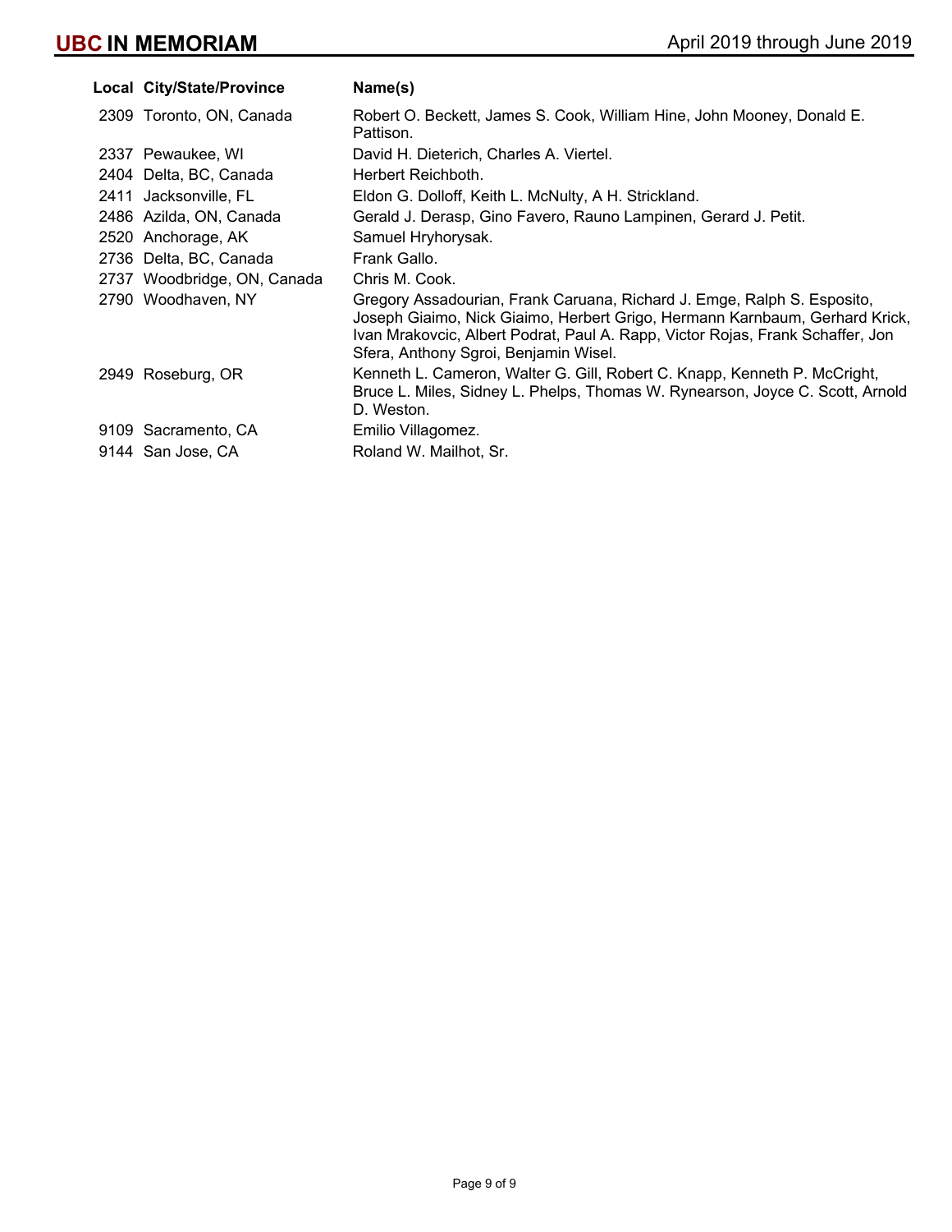| Local | City/State/Province | Name(s) |
|---|---|---|
| 2309 | Toronto, ON, Canada | Robert O. Beckett, James S. Cook, William Hine, John Mooney, Donald E. Pattison. |
| 2337 | Pewaukee, WI | David H. Dieterich, Charles A. Viertel. |
| 2404 | Delta, BC, Canada | Herbert Reichboth. |
| 2411 | Jacksonville, FL | Eldon G. Dolloff, Keith L. McNulty, A H. Strickland. |
| 2486 | Azilda, ON, Canada | Gerald J. Derasp, Gino Favero, Rauno Lampinen, Gerard J. Petit. |
| 2520 | Anchorage, AK | Samuel Hryhorysak. |
| 2736 | Delta, BC, Canada | Frank Gallo. |
| 2737 | Woodbridge, ON, Canada | Chris M. Cook. |
| 2790 | Woodhaven, NY | Gregory Assadourian, Frank Caruana, Richard J. Emge, Ralph S. Esposito, Joseph Giaimo, Nick Giaimo, Herbert Grigo, Hermann Karnbaum, Gerhard Krick, Ivan Mrakovcic, Albert Podrat, Paul A. Rapp, Victor Rojas, Frank Schaffer, Jon Sfera, Anthony Sgroi, Benjamin Wisel. |
| 2949 | Roseburg, OR | Kenneth L. Cameron, Walter G. Gill, Robert C. Knapp, Kenneth P. McCright, Bruce L. Miles, Sidney L. Phelps, Thomas W. Rynearson, Joyce C. Scott, Arnold D. Weston. |
| 9109 | Sacramento, CA | Emilio Villagomez. |
| 9144 | San Jose, CA | Roland W. Mailhot, Sr. |